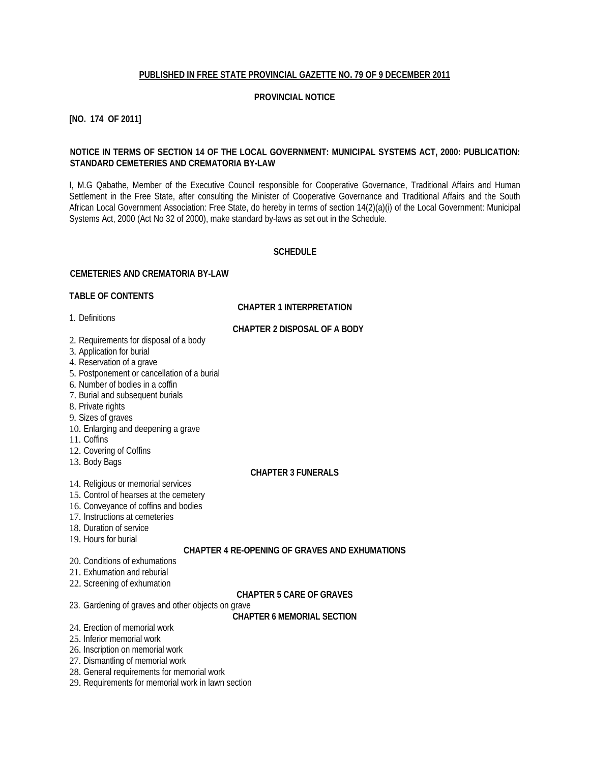**PUBLISHED IN FREE STATE PROVINCIAL GAZETTE NO. 79 OF 9 DECEMBER 2011**

**PROVINCIAL NOTICE**

**[NO. 174 OF 2011]**

**NOTICE IN TERMS OF SECTION 14 OF THE LOCAL GOVERNMENT: MUNICIPAL SYSTEMS ACT, 2000: PUBLICATION: STANDARD CEMETERIES AND CREMATORIA BY-LAW**

I, M.G Qabathe, Member of the Executive Council responsible for Cooperative Governance, Traditional Affairs and Human Settlement in the Free State, after consulting the Minister of Cooperative Governance and Traditional Affairs and the South African Local Government Association: Free State, do hereby in terms of section 14(2)(a)(i) of the Local Government: Municipal Systems Act, 2000 (Act No 32 of 2000), make standard by-laws as set out in the Schedule.

**SCHEDULE**

**CEMETERIES AND CREMATORIA BY-LAW**

**TABLE OF CONTENTS**

**CHAPTER 1 INTERPRETATION**

1. Definitions

**CHAPTER 2 DISPOSAL OF A BODY**

2. Requirements for disposal of a body
3. Application for burial
4. Reservation of a grave
5. Postponement or cancellation of a burial
6. Number of bodies in a coffin
7. Burial and subsequent burials
8. Private rights
9. Sizes of graves
10. Enlarging and deepening a grave
11. Coffins
12. Covering of Coffins
13. Body Bags

**CHAPTER 3 FUNERALS**

14. Religious or memorial services
15. Control of hearses at the cemetery
16. Conveyance of coffins and bodies
17. Instructions at cemeteries
18. Duration of service
19. Hours for burial

**CHAPTER 4 RE-OPENING OF GRAVES AND EXHUMATIONS**

20. Conditions of exhumations
21. Exhumation and reburial
22. Screening of exhumation

**CHAPTER 5 CARE OF GRAVES**

23. Gardening of graves and other objects on grave

**CHAPTER 6 MEMORIAL SECTION**

24. Erection of memorial work
25. Inferior memorial work
26. Inscription on memorial work
27. Dismantling of memorial work
28. General requirements for memorial work
29. Requirements for memorial work in lawn section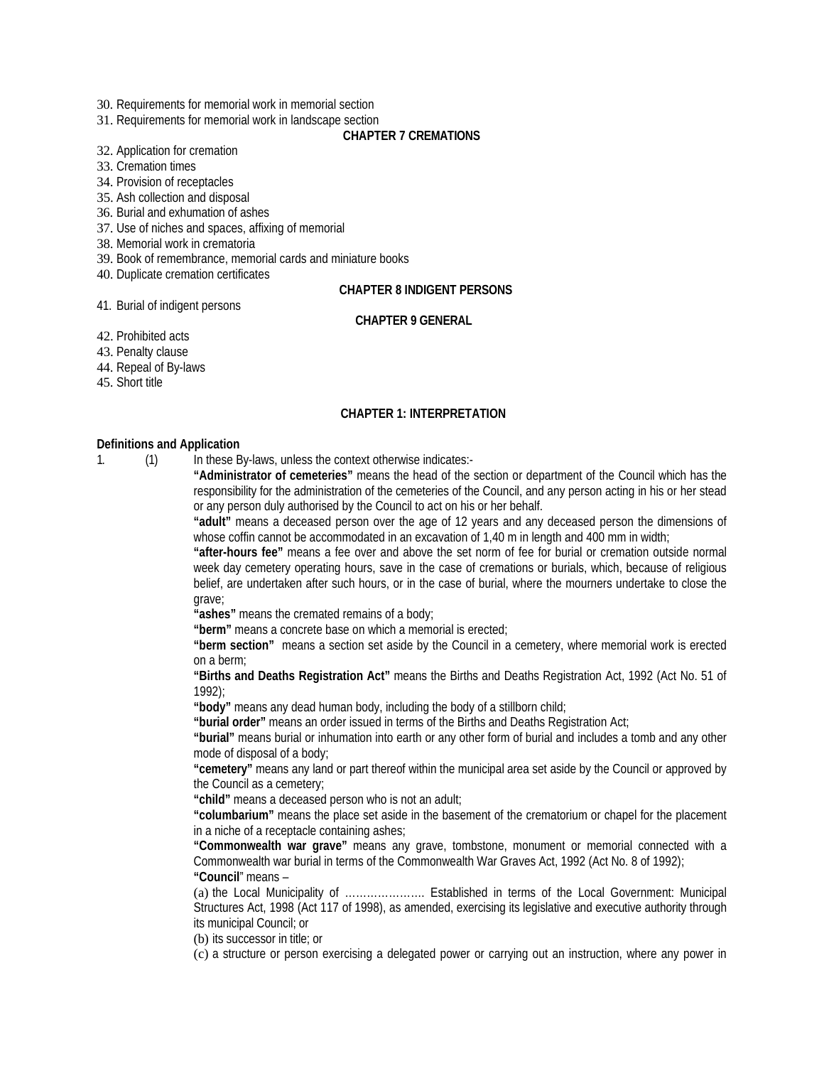30. Requirements for memorial work in memorial section
31. Requirements for memorial work in landscape section

**CHAPTER 7 CREMATIONS**

32. Application for cremation
33. Cremation times
34. Provision of receptacles
35. Ash collection and disposal
36. Burial and exhumation of ashes
37. Use of niches and spaces, affixing of memorial
38. Memorial work in crematoria
39. Book of remembrance, memorial cards and miniature books
40. Duplicate cremation certificates

**CHAPTER 8 INDIGENT PERSONS**

41. Burial of indigent persons

**CHAPTER 9 GENERAL**

42. Prohibited acts
43. Penalty clause
44. Repeal of By-laws
45. Short title

## CHAPTER 1: INTERPRETATION

**Definitions and Application**

1. (1) In these By-laws, unless the context otherwise indicates:-

**"Administrator of cemeteries"** means the head of the section or department of the Council which has the responsibility for the administration of the cemeteries of the Council, and any person acting in his or her stead or any person duly authorised by the Council to act on his or her behalf.

**"adult"** means a deceased person over the age of 12 years and any deceased person the dimensions of whose coffin cannot be accommodated in an excavation of 1,40 m in length and 400 mm in width;

**"after-hours fee"** means a fee over and above the set norm of fee for burial or cremation outside normal week day cemetery operating hours, save in the case of cremations or burials, which, because of religious belief, are undertaken after such hours, or in the case of burial, where the mourners undertake to close the grave;

**"ashes"** means the cremated remains of a body;

**"berm"** means a concrete base on which a memorial is erected;

**"berm section"** means a section set aside by the Council in a cemetery, where memorial work is erected on a berm;

**"Births and Deaths Registration Act"** means the Births and Deaths Registration Act, 1992 (Act No. 51 of 1992);

**"body"** means any dead human body, including the body of a stillborn child;

**"burial order"** means an order issued in terms of the Births and Deaths Registration Act;

**"burial"** means burial or inhumation into earth or any other form of burial and includes a tomb and any other mode of disposal of a body;

**"cemetery"** means any land or part thereof within the municipal area set aside by the Council or approved by the Council as a cemetery;

**"child"** means a deceased person who is not an adult;

**"columbarium"** means the place set aside in the basement of the crematorium or chapel for the placement in a niche of a receptacle containing ashes;

**"Commonwealth war grave"** means any grave, tombstone, monument or memorial connected with a Commonwealth war burial in terms of the Commonwealth War Graves Act, 1992 (Act No. 8 of 1992);

**"Council"** means –

(a) the Local Municipality of …………………. Established in terms of the Local Government: Municipal Structures Act, 1998 (Act 117 of 1998), as amended, exercising its legislative and executive authority through its municipal Council; or

(b) its successor in title; or

(c) a structure or person exercising a delegated power or carrying out an instruction, where any power in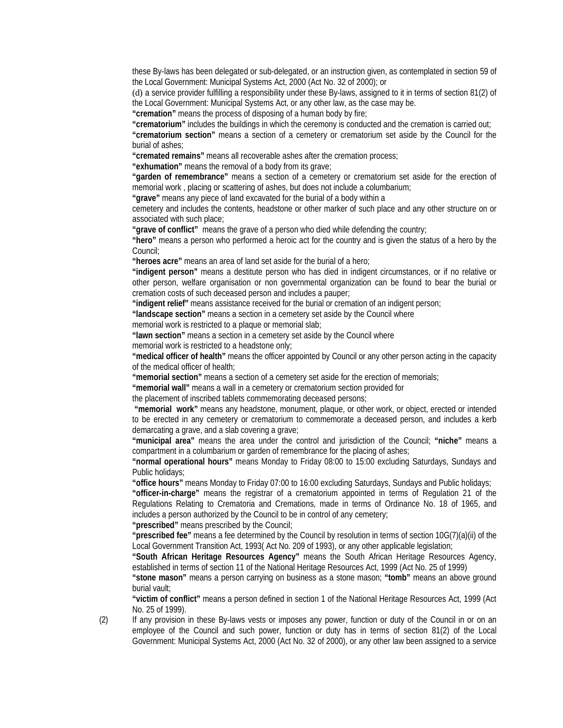these By-laws has been delegated or sub-delegated, or an instruction given, as contemplated in section 59 of the Local Government: Municipal Systems Act, 2000 (Act No. 32 of 2000); or

(d) a service provider fulfilling a responsibility under these By-laws, assigned to it in terms of section 81(2) of the Local Government: Municipal Systems Act, or any other law, as the case may be.

**"cremation"** means the process of disposing of a human body by fire;

**"crematorium"** includes the buildings in which the ceremony is conducted and the cremation is carried out;

**"crematorium section"** means a section of a cemetery or crematorium set aside by the Council for the burial of ashes;

**"cremated remains"** means all recoverable ashes after the cremation process;

**"exhumation"** means the removal of a body from its grave;

**"garden of remembrance"** means a section of a cemetery or crematorium set aside for the erection of memorial work , placing or scattering of ashes, but does not include a columbarium;

**"grave"** means any piece of land excavated for the burial of a body within a cemetery and includes the contents, headstone or other marker of such place and any other structure on or associated with such place;

**"grave of conflict"** means the grave of a person who died while defending the country;

**"hero"** means a person who performed a heroic act for the country and is given the status of a hero by the Council;

**"heroes acre"** means an area of land set aside for the burial of a hero;

**"indigent person"** means a destitute person who has died in indigent circumstances, or if no relative or other person, welfare organisation or non governmental organization can be found to bear the burial or cremation costs of such deceased person and includes a pauper;

**"indigent relief"** means assistance received for the burial or cremation of an indigent person;

**"landscape section"** means a section in a cemetery set aside by the Council where memorial work is restricted to a plaque or memorial slab;

**"lawn section"** means a section in a cemetery set aside by the Council where memorial work is restricted to a headstone only;

**"medical officer of health"** means the officer appointed by Council or any other person acting in the capacity of the medical officer of health;

**"memorial section"** means a section of a cemetery set aside for the erection of memorials;

**"memorial wall"** means a wall in a cemetery or crematorium section provided for the placement of inscribed tablets commemorating deceased persons;

**"memorial work"** means any headstone, monument, plaque, or other work, or object, erected or intended to be erected in any cemetery or crematorium to commemorate a deceased person, and includes a kerb demarcating a grave, and a slab covering a grave;

**"municipal area"** means the area under the control and jurisdiction of the Council; **"niche"** means a compartment in a columbarium or garden of remembrance for the placing of ashes;

**"normal operational hours"** means Monday to Friday 08:00 to 15:00 excluding Saturdays, Sundays and Public holidays;

**"office hours"** means Monday to Friday 07:00 to 16:00 excluding Saturdays, Sundays and Public holidays;

**"officer-in-charge"** means the registrar of a crematorium appointed in terms of Regulation 21 of the Regulations Relating to Crematoria and Cremations, made in terms of Ordinance No. 18 of 1965, and includes a person authorized by the Council to be in control of any cemetery;

**"prescribed"** means prescribed by the Council;

**"prescribed fee"** means a fee determined by the Council by resolution in terms of section 10G(7)(a)(ii) of the Local Government Transition Act, 1993( Act No. 209 of 1993), or any other applicable legislation;

**"South African Heritage Resources Agency"** means the South African Heritage Resources Agency, established in terms of section 11 of the National Heritage Resources Act, 1999 (Act No. 25 of 1999)

**"stone mason"** means a person carrying on business as a stone mason; **"tomb"** means an above ground burial vault;

**"victim of conflict"** means a person defined in section 1 of the National Heritage Resources Act, 1999 (Act No. 25 of 1999).

(2) If any provision in these By-laws vests or imposes any power, function or duty of the Council in or on an employee of the Council and such power, function or duty has in terms of section 81(2) of the Local Government: Municipal Systems Act, 2000 (Act No. 32 of 2000), or any other law been assigned to a service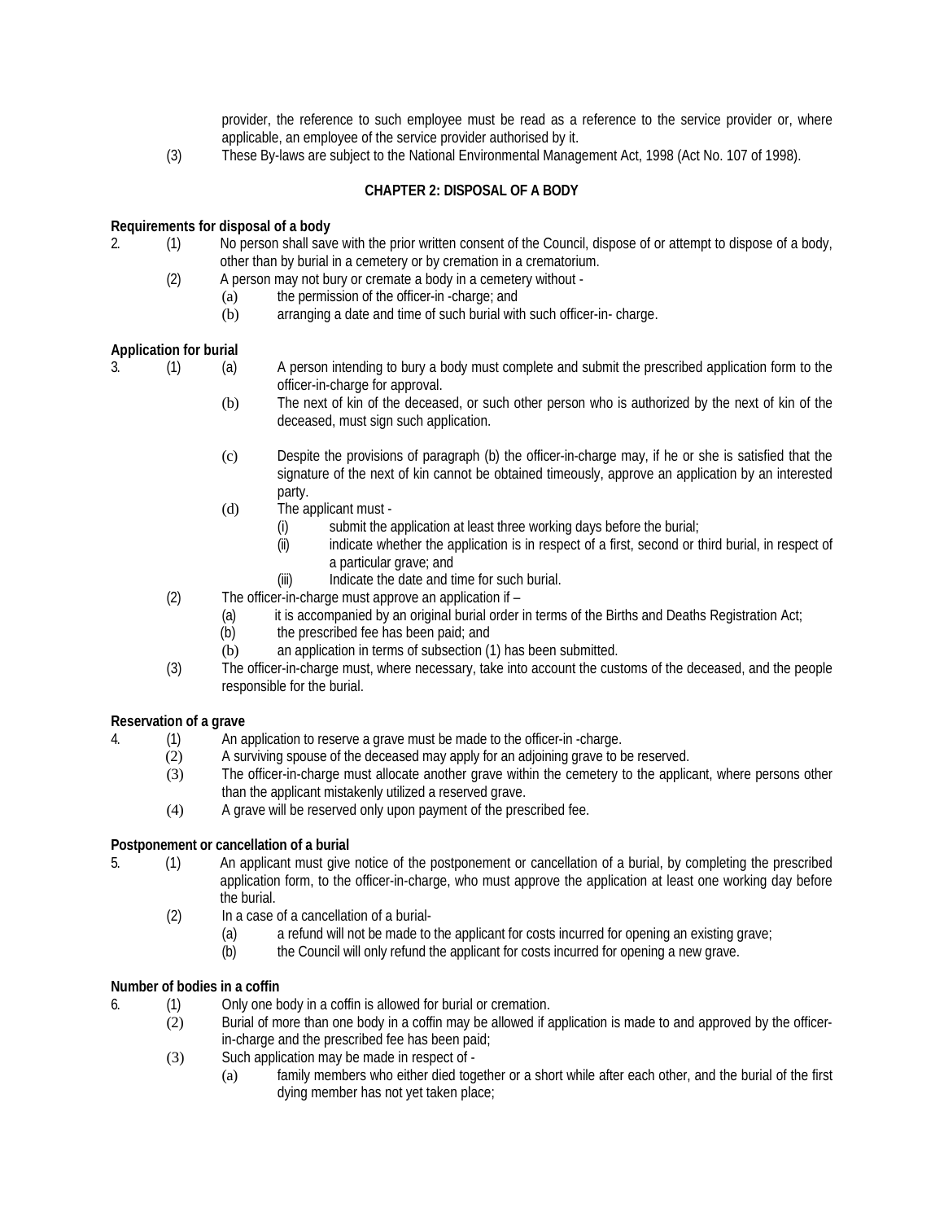provider, the reference to such employee must be read as a reference to the service provider or, where applicable, an employee of the service provider authorised by it.

(3) These By-laws are subject to the National Environmental Management Act, 1998 (Act No. 107 of 1998).

## CHAPTER 2: DISPOSAL OF A BODY

**Requirements for disposal of a body**

2. (1) No person shall save with the prior written consent of the Council, dispose of or attempt to dispose of a body, other than by burial in a cemetery or by cremation in a crematorium.

(2) A person may not bury or cremate a body in a cemetery without -

(a) the permission of the officer-in -charge; and

(b) arranging a date and time of such burial with such officer-in- charge.

**Application for burial**

3. (1) (a) A person intending to bury a body must complete and submit the prescribed application form to the officer-in-charge for approval.

(b) The next of kin of the deceased, or such other person who is authorized by the next of kin of the deceased, must sign such application.

(c) Despite the provisions of paragraph (b) the officer-in-charge may, if he or she is satisfied that the signature of the next of kin cannot be obtained timeously, approve an application by an interested party.

(d) The applicant must -

(i) submit the application at least three working days before the burial;

(ii) indicate whether the application is in respect of a first, second or third burial, in respect of a particular grave; and

(iii) Indicate the date and time for such burial.

(2) The officer-in-charge must approve an application if –

(a) it is accompanied by an original burial order in terms of the Births and Deaths Registration Act;

(b) the prescribed fee has been paid; and

(b) an application in terms of subsection (1) has been submitted.

(3) The officer-in-charge must, where necessary, take into account the customs of the deceased, and the people responsible for the burial.

**Reservation of a grave**

4. (1) An application to reserve a grave must be made to the officer-in -charge.

(2) A surviving spouse of the deceased may apply for an adjoining grave to be reserved.

(3) The officer-in-charge must allocate another grave within the cemetery to the applicant, where persons other than the applicant mistakenly utilized a reserved grave.

(4) A grave will be reserved only upon payment of the prescribed fee.

**Postponement or cancellation of a burial**

5. (1) An applicant must give notice of the postponement or cancellation of a burial, by completing the prescribed application form, to the officer-in-charge, who must approve the application at least one working day before the burial.

(2) In a case of a cancellation of a burial-

(a) a refund will not be made to the applicant for costs incurred for opening an existing grave;

(b) the Council will only refund the applicant for costs incurred for opening a new grave.

**Number of bodies in a coffin**

6. (1) Only one body in a coffin is allowed for burial or cremation.

(2) Burial of more than one body in a coffin may be allowed if application is made to and approved by the officer-in-charge and the prescribed fee has been paid;

(3) Such application may be made in respect of -

(a) family members who either died together or a short while after each other, and the burial of the first dying member has not yet taken place;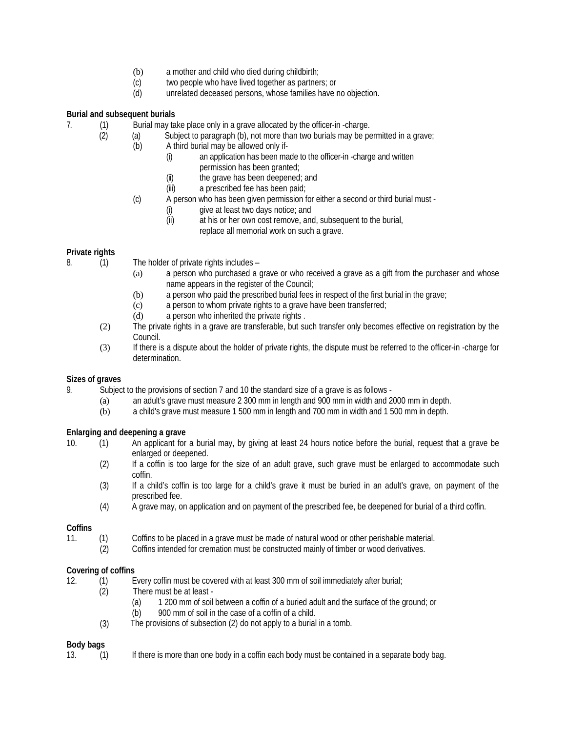(b) a mother and child who died during childbirth;
(c) two people who have lived together as partners; or
(d) unrelated deceased persons, whose families have no objection.

**Burial and subsequent burials**

7. (1) Burial may take place only in a grave allocated by the officer-in -charge.

(2) (a) Subject to paragraph (b), not more than two burials may be permitted in a grave;

(b) A third burial may be allowed only if-

(i) an application has been made to the officer-in -charge and written permission has been granted;

(ii) the grave has been deepened; and

(iii) a prescribed fee has been paid;

(c) A person who has been given permission for either a second or third burial must -

(i) give at least two days notice; and

(ii) at his or her own cost remove, and, subsequent to the burial, replace all memorial work on such a grave.

**Private rights**

8. (1) The holder of private rights includes –

(a) a person who purchased a grave or who received a grave as a gift from the purchaser and whose name appears in the register of the Council;

(b) a person who paid the prescribed burial fees in respect of the first burial in the grave;

(c) a person to whom private rights to a grave have been transferred;

(d) a person who inherited the private rights .

(2) The private rights in a grave are transferable, but such transfer only becomes effective on registration by the Council.

(3) If there is a dispute about the holder of private rights, the dispute must be referred to the officer-in -charge for determination.

**Sizes of graves**

9. Subject to the provisions of section 7 and 10 the standard size of a grave is as follows -

(a) an adult's grave must measure 2 300 mm in length and 900 mm in width and 2000 mm in depth.

(b) a child's grave must measure 1 500 mm in length and 700 mm in width and 1 500 mm in depth.

**Enlarging and deepening a grave**

10. (1) An applicant for a burial may, by giving at least 24 hours notice before the burial, request that a grave be enlarged or deepened.

(2) If a coffin is too large for the size of an adult grave, such grave must be enlarged to accommodate such coffin.

(3) If a child's coffin is too large for a child's grave it must be buried in an adult's grave, on payment of the prescribed fee.

(4) A grave may, on application and on payment of the prescribed fee, be deepened for burial of a third coffin.

**Coffins**

11. (1) Coffins to be placed in a grave must be made of natural wood or other perishable material.

(2) Coffins intended for cremation must be constructed mainly of timber or wood derivatives.

**Covering of coffins**

12. (1) Every coffin must be covered with at least 300 mm of soil immediately after burial;

(2) There must be at least -

(a) 1 200 mm of soil between a coffin of a buried adult and the surface of the ground; or

(b) 900 mm of soil in the case of a coffin of a child.

(3) The provisions of subsection (2) do not apply to a burial in a tomb.

**Body bags**

13. (1) If there is more than one body in a coffin each body must be contained in a separate body bag.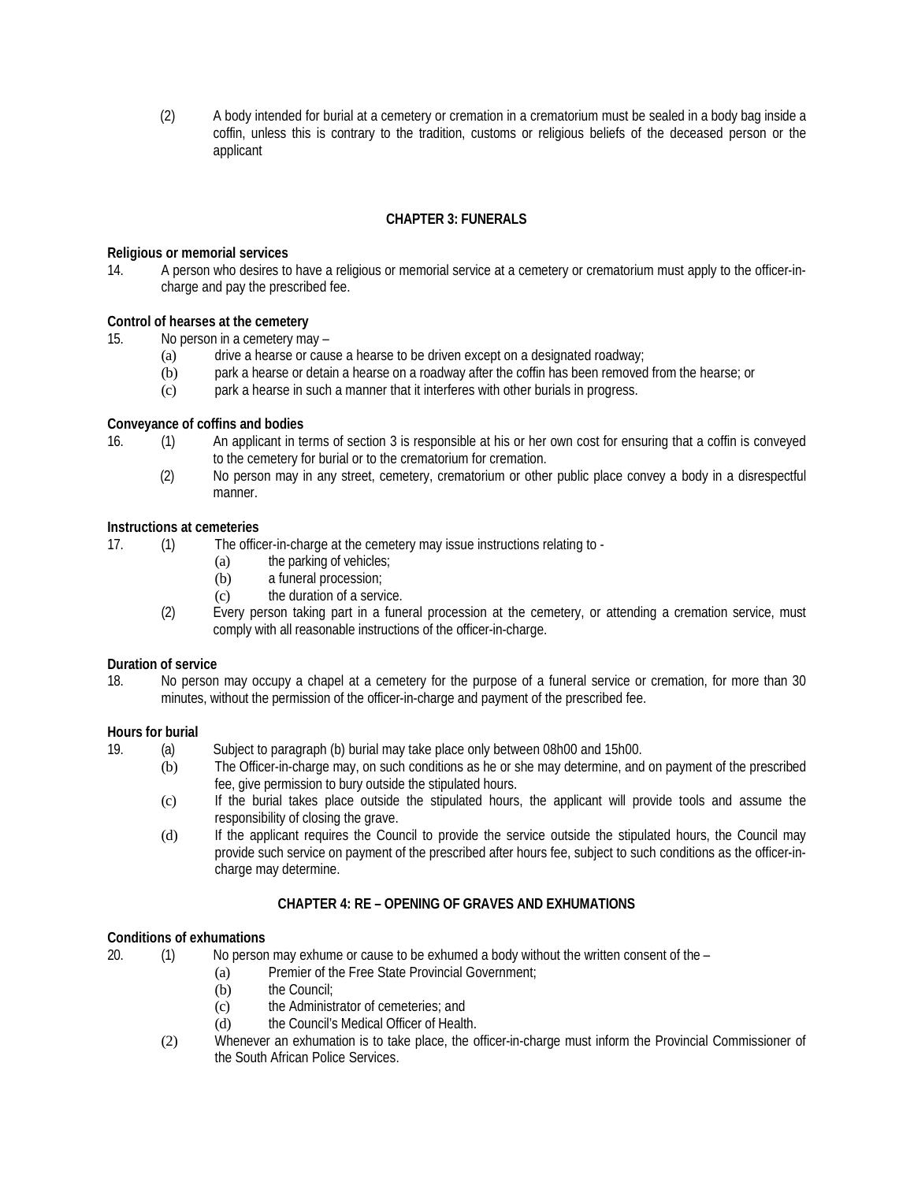(2) A body intended for burial at a cemetery or cremation in a crematorium must be sealed in a body bag inside a coffin, unless this is contrary to the tradition, customs or religious beliefs of the deceased person or the applicant

## CHAPTER 3: FUNERALS

**Religious or memorial services**

14. A person who desires to have a religious or memorial service at a cemetery or crematorium must apply to the officer-in-charge and pay the prescribed fee.

**Control of hearses at the cemetery**

15. No person in a cemetery may –
    - (a) drive a hearse or cause a hearse to be driven except on a designated roadway;
    - (b) park a hearse or detain a hearse on a roadway after the coffin has been removed from the hearse; or
    - (c) park a hearse in such a manner that it interferes with other burials in progress.

**Conveyance of coffins and bodies**

16. (1) An applicant in terms of section 3 is responsible at his or her own cost for ensuring that a coffin is conveyed to the cemetery for burial or to the crematorium for cremation.
    (2) No person may in any street, cemetery, crematorium or other public place convey a body in a disrespectful manner.

**Instructions at cemeteries**

17. (1) The officer-in-charge at the cemetery may issue instructions relating to -
        - (a) the parking of vehicles;
        - (b) a funeral procession;
        - (c) the duration of a service.
    (2) Every person taking part in a funeral procession at the cemetery, or attending a cremation service, must comply with all reasonable instructions of the officer-in-charge.

**Duration of service**

18. No person may occupy a chapel at a cemetery for the purpose of a funeral service or cremation, for more than 30 minutes, without the permission of the officer-in-charge and payment of the prescribed fee.

**Hours for burial**

19. (a) Subject to paragraph (b) burial may take place only between 08h00 and 15h00.
    (b) The Officer-in-charge may, on such conditions as he or she may determine, and on payment of the prescribed fee, give permission to bury outside the stipulated hours.
    (c) If the burial takes place outside the stipulated hours, the applicant will provide tools and assume the responsibility of closing the grave.
    (d) If the applicant requires the Council to provide the service outside the stipulated hours, the Council may provide such service on payment of the prescribed after hours fee, subject to such conditions as the officer-in-charge may determine.

## CHAPTER 4: RE – OPENING OF GRAVES AND EXHUMATIONS

**Conditions of exhumations**

20. (1) No person may exhume or cause to be exhumed a body without the written consent of the –
        - (a) Premier of the Free State Provincial Government;
        - (b) the Council;
        - (c) the Administrator of cemeteries; and
        - (d) the Council's Medical Officer of Health.
    (2) Whenever an exhumation is to take place, the officer-in-charge must inform the Provincial Commissioner of the South African Police Services.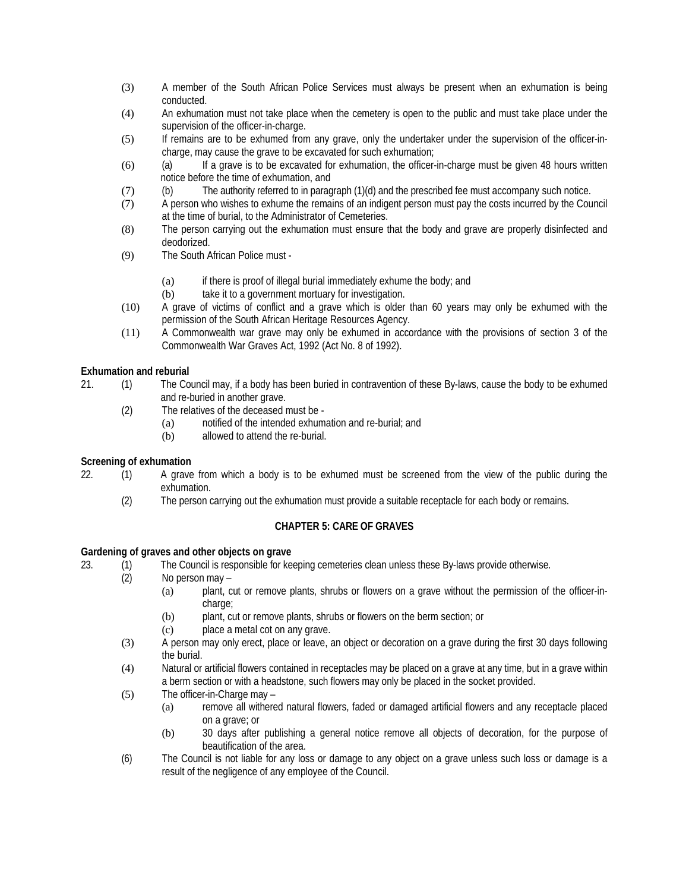(3) A member of the South African Police Services must always be present when an exhumation is being conducted.

(4) An exhumation must not take place when the cemetery is open to the public and must take place under the supervision of the officer-in-charge.

(5) If remains are to be exhumed from any grave, only the undertaker under the supervision of the officer-in-charge, may cause the grave to be excavated for such exhumation;

(6) (a) If a grave is to be excavated for exhumation, the officer-in-charge must be given 48 hours written notice before the time of exhumation, and

(7) (b) The authority referred to in paragraph (1)(d) and the prescribed fee must accompany such notice.

(7) A person who wishes to exhume the remains of an indigent person must pay the costs incurred by the Council at the time of burial, to the Administrator of Cemeteries.

(8) The person carrying out the exhumation must ensure that the body and grave are properly disinfected and deodorized.

(9) The South African Police must -

- (a) if there is proof of illegal burial immediately exhume the body; and
- (b) take it to a government mortuary for investigation.

(10) A grave of victims of conflict and a grave which is older than 60 years may only be exhumed with the permission of the South African Heritage Resources Agency.

(11) A Commonwealth war grave may only be exhumed in accordance with the provisions of section 3 of the Commonwealth War Graves Act, 1992 (Act No. 8 of 1992).

**Exhumation and reburial**

21. (1) The Council may, if a body has been buried in contravention of these By-laws, cause the body to be exhumed and re-buried in another grave.

(2) The relatives of the deceased must be -

- (a) notified of the intended exhumation and re-burial; and
- (b) allowed to attend the re-burial.

**Screening of exhumation**

22. (1) A grave from which a body is to be exhumed must be screened from the view of the public during the exhumation.

(2) The person carrying out the exhumation must provide a suitable receptacle for each body or remains.

## CHAPTER 5: CARE OF GRAVES

**Gardening of graves and other objects on grave**

23. (1) The Council is responsible for keeping cemeteries clean unless these By-laws provide otherwise.

(2) No person may –

- (a) plant, cut or remove plants, shrubs or flowers on a grave without the permission of the officer-in-charge;
- (b) plant, cut or remove plants, shrubs or flowers on the berm section; or
- (c) place a metal cot on any grave.

(3) A person may only erect, place or leave, an object or decoration on a grave during the first 30 days following the burial.

(4) Natural or artificial flowers contained in receptacles may be placed on a grave at any time, but in a grave within a berm section or with a headstone, such flowers may only be placed in the socket provided.

(5) The officer-in-Charge may –

- (a) remove all withered natural flowers, faded or damaged artificial flowers and any receptacle placed on a grave; or
- (b) 30 days after publishing a general notice remove all objects of decoration, for the purpose of beautification of the area.

(6) The Council is not liable for any loss or damage to any object on a grave unless such loss or damage is a result of the negligence of any employee of the Council.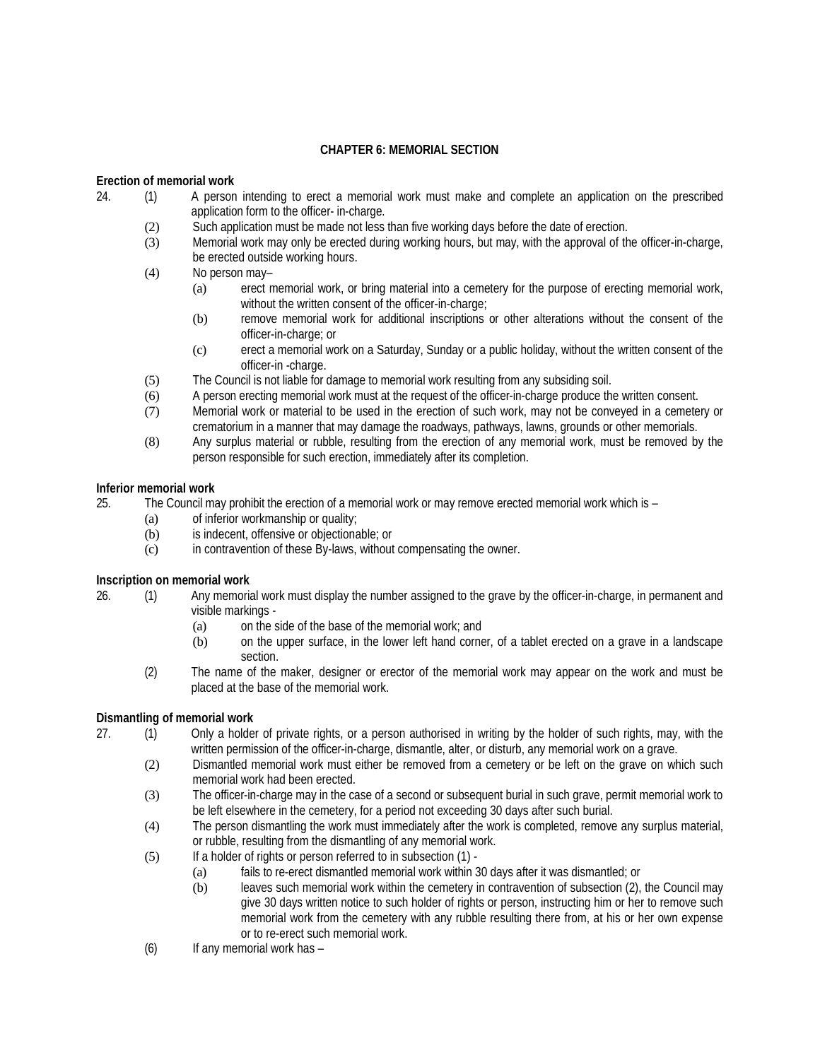## CHAPTER 6: MEMORIAL SECTION

**Erection of memorial work**

24. (1) A person intending to erect a memorial work must make and complete an application on the prescribed application form to the officer- in-charge.

(2) Such application must be made not less than five working days before the date of erection.

(3) Memorial work may only be erected during working hours, but may, with the approval of the officer-in-charge, be erected outside working hours.

(4) No person may–

(a) erect memorial work, or bring material into a cemetery for the purpose of erecting memorial work, without the written consent of the officer-in-charge;

(b) remove memorial work for additional inscriptions or other alterations without the consent of the officer-in-charge; or

(c) erect a memorial work on a Saturday, Sunday or a public holiday, without the written consent of the officer-in -charge.

(5) The Council is not liable for damage to memorial work resulting from any subsiding soil.

(6) A person erecting memorial work must at the request of the officer-in-charge produce the written consent.

(7) Memorial work or material to be used in the erection of such work, may not be conveyed in a cemetery or crematorium in a manner that may damage the roadways, pathways, lawns, grounds or other memorials.

(8) Any surplus material or rubble, resulting from the erection of any memorial work, must be removed by the person responsible for such erection, immediately after its completion.

**Inferior memorial work**

25. The Council may prohibit the erection of a memorial work or may remove erected memorial work which is –

(a) of inferior workmanship or quality;

(b) is indecent, offensive or objectionable; or

(c) in contravention of these By-laws, without compensating the owner.

**Inscription on memorial work**

26. (1) Any memorial work must display the number assigned to the grave by the officer-in-charge, in permanent and visible markings -

(a) on the side of the base of the memorial work; and

(b) on the upper surface, in the lower left hand corner, of a tablet erected on a grave in a landscape section.

(2) The name of the maker, designer or erector of the memorial work may appear on the work and must be placed at the base of the memorial work.

**Dismantling of memorial work**

27. (1) Only a holder of private rights, or a person authorised in writing by the holder of such rights, may, with the written permission of the officer-in-charge, dismantle, alter, or disturb, any memorial work on a grave.

(2) Dismantled memorial work must either be removed from a cemetery or be left on the grave on which such memorial work had been erected.

(3) The officer-in-charge may in the case of a second or subsequent burial in such grave, permit memorial work to be left elsewhere in the cemetery, for a period not exceeding 30 days after such burial.

(4) The person dismantling the work must immediately after the work is completed, remove any surplus material, or rubble, resulting from the dismantling of any memorial work.

(5) If a holder of rights or person referred to in subsection (1) -

(a) fails to re-erect dismantled memorial work within 30 days after it was dismantled; or

(b) leaves such memorial work within the cemetery in contravention of subsection (2), the Council may give 30 days written notice to such holder of rights or person, instructing him or her to remove such memorial work from the cemetery with any rubble resulting there from, at his or her own expense or to re-erect such memorial work.

(6) If any memorial work has –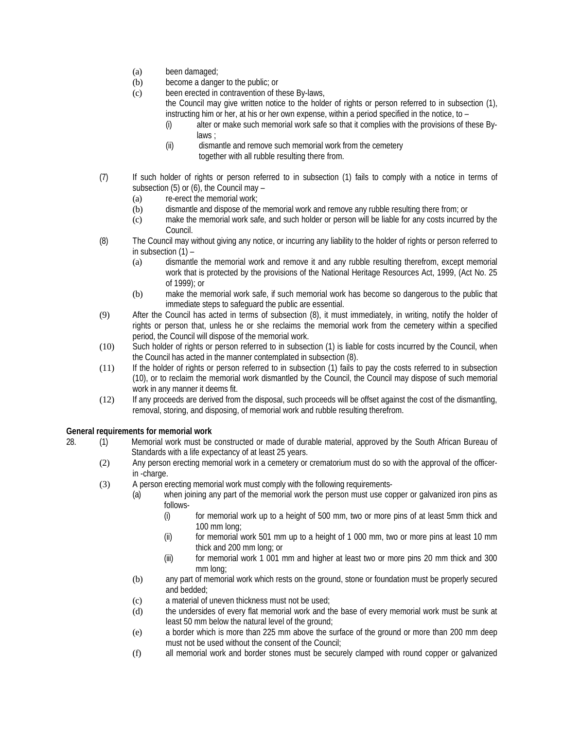(a) been damaged;
(b) become a danger to the public; or
(c) been erected in contravention of these By-laws,

the Council may give written notice to the holder of rights or person referred to in subsection (1), instructing him or her, at his or her own expense, within a period specified in the notice, to –

(i) alter or make such memorial work safe so that it complies with the provisions of these By-laws ;
(ii) dismantle and remove such memorial work from the cemetery together with all rubble resulting there from.

(7) If such holder of rights or person referred to in subsection (1) fails to comply with a notice in terms of subsection (5) or (6), the Council may –

(a) re-erect the memorial work;
(b) dismantle and dispose of the memorial work and remove any rubble resulting there from; or
(c) make the memorial work safe, and such holder or person will be liable for any costs incurred by the Council.

(8) The Council may without giving any notice, or incurring any liability to the holder of rights or person referred to in subsection (1) –

(a) dismantle the memorial work and remove it and any rubble resulting therefrom, except memorial work that is protected by the provisions of the National Heritage Resources Act, 1999, (Act No. 25 of 1999); or
(b) make the memorial work safe, if such memorial work has become so dangerous to the public that immediate steps to safeguard the public are essential.

(9) After the Council has acted in terms of subsection (8), it must immediately, in writing, notify the holder of rights or person that, unless he or she reclaims the memorial work from the cemetery within a specified period, the Council will dispose of the memorial work.

(10) Such holder of rights or person referred to in subsection (1) is liable for costs incurred by the Council, when the Council has acted in the manner contemplated in subsection (8).

(11) If the holder of rights or person referred to in subsection (1) fails to pay the costs referred to in subsection (10), or to reclaim the memorial work dismantled by the Council, the Council may dispose of such memorial work in any manner it deems fit.

(12) If any proceeds are derived from the disposal, such proceeds will be offset against the cost of the dismantling, removal, storing, and disposing, of memorial work and rubble resulting therefrom.

**General requirements for memorial work**

28. (1) Memorial work must be constructed or made of durable material, approved by the South African Bureau of Standards with a life expectancy of at least 25 years.

(2) Any person erecting memorial work in a cemetery or crematorium must do so with the approval of the officer-in -charge.

(3) A person erecting memorial work must comply with the following requirements-

(a) when joining any part of the memorial work the person must use copper or galvanized iron pins as follows-

(i) for memorial work up to a height of 500 mm, two or more pins of at least 5mm thick and 100 mm long;
(ii) for memorial work 501 mm up to a height of 1 000 mm, two or more pins at least 10 mm thick and 200 mm long; or
(iii) for memorial work 1 001 mm and higher at least two or more pins 20 mm thick and 300 mm long;

(b) any part of memorial work which rests on the ground, stone or foundation must be properly secured and bedded;
(c) a material of uneven thickness must not be used;
(d) the undersides of every flat memorial work and the base of every memorial work must be sunk at least 50 mm below the natural level of the ground;
(e) a border which is more than 225 mm above the surface of the ground or more than 200 mm deep must not be used without the consent of the Council;
(f) all memorial work and border stones must be securely clamped with round copper or galvanized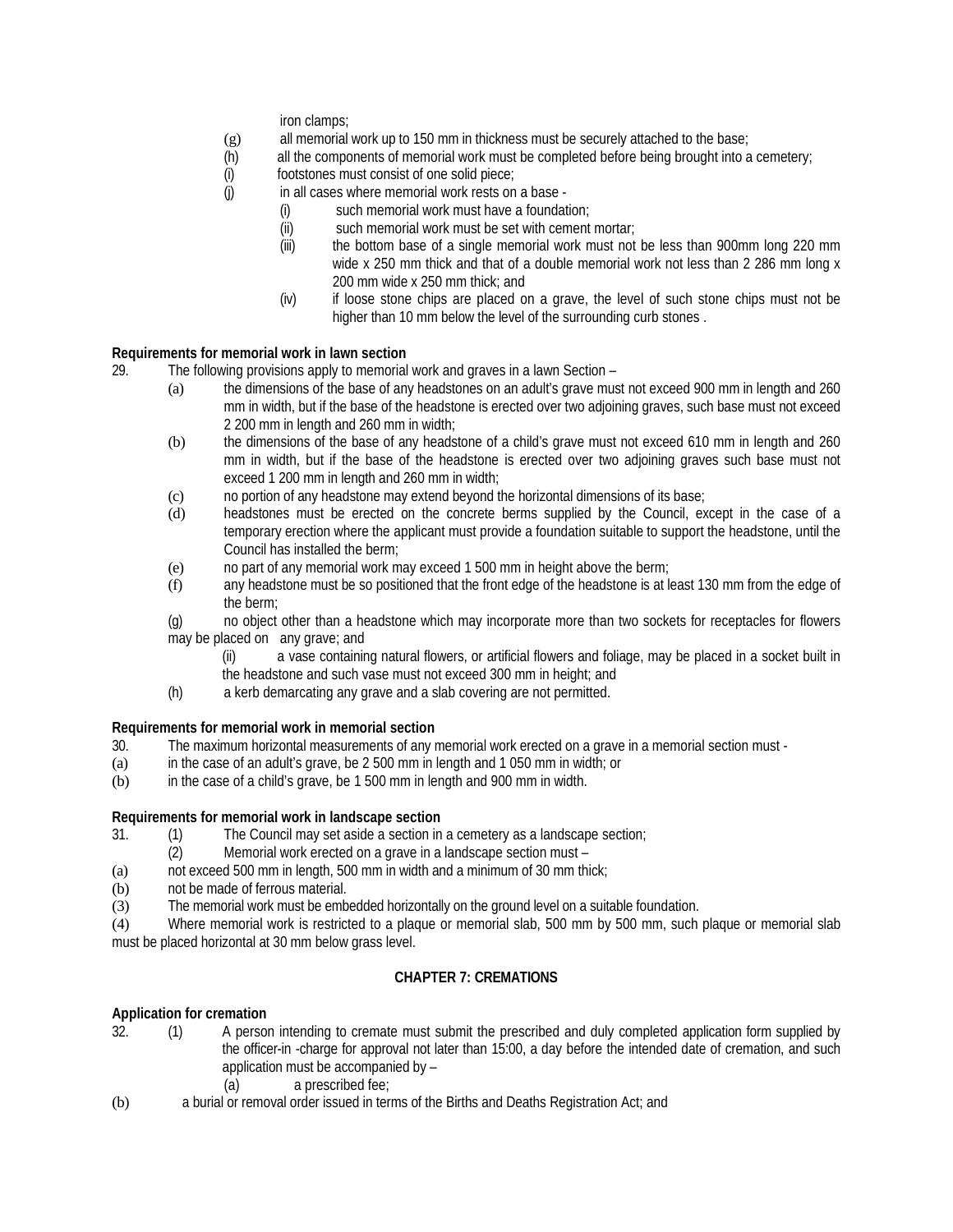iron clamps;

(g) all memorial work up to 150 mm in thickness must be securely attached to the base;

(h) all the components of memorial work must be completed before being brought into a cemetery;

(i) footstones must consist of one solid piece;

(j) in all cases where memorial work rests on a base -

(i) such memorial work must have a foundation;

(ii) such memorial work must be set with cement mortar;

(iii) the bottom base of a single memorial work must not be less than 900mm long 220 mm wide x 250 mm thick and that of a double memorial work not less than 2 286 mm long x 200 mm wide x 250 mm thick; and

(iv) if loose stone chips are placed on a grave, the level of such stone chips must not be higher than 10 mm below the level of the surrounding curb stones .

**Requirements for memorial work in lawn section**

29. The following provisions apply to memorial work and graves in a lawn Section –

(a) the dimensions of the base of any headstones on an adult's grave must not exceed 900 mm in length and 260 mm in width, but if the base of the headstone is erected over two adjoining graves, such base must not exceed 2 200 mm in length and 260 mm in width;

(b) the dimensions of the base of any headstone of a child's grave must not exceed 610 mm in length and 260 mm in width, but if the base of the headstone is erected over two adjoining graves such base must not exceed 1 200 mm in length and 260 mm in width;

(c) no portion of any headstone may extend beyond the horizontal dimensions of its base;

(d) headstones must be erected on the concrete berms supplied by the Council, except in the case of a temporary erection where the applicant must provide a foundation suitable to support the headstone, until the Council has installed the berm;

(e) no part of any memorial work may exceed 1 500 mm in height above the berm;

(f) any headstone must be so positioned that the front edge of the headstone is at least 130 mm from the edge of the berm;

(g) no object other than a headstone which may incorporate more than two sockets for receptacles for flowers may be placed on any grave; and

(ii) a vase containing natural flowers, or artificial flowers and foliage, may be placed in a socket built in the headstone and such vase must not exceed 300 mm in height; and

(h) a kerb demarcating any grave and a slab covering are not permitted.

**Requirements for memorial work in memorial section**

30. The maximum horizontal measurements of any memorial work erected on a grave in a memorial section must -

(a) in the case of an adult's grave, be 2 500 mm in length and 1 050 mm in width; or

(b) in the case of a child's grave, be 1 500 mm in length and 900 mm in width.

**Requirements for memorial work in landscape section**

31. (1) The Council may set aside a section in a cemetery as a landscape section;

(2) Memorial work erected on a grave in a landscape section must –

(a) not exceed 500 mm in length, 500 mm in width and a minimum of 30 mm thick;

(b) not be made of ferrous material.

(3) The memorial work must be embedded horizontally on the ground level on a suitable foundation.

(4) Where memorial work is restricted to a plaque or memorial slab, 500 mm by 500 mm, such plaque or memorial slab must be placed horizontal at 30 mm below grass level.

## CHAPTER 7: CREMATIONS

**Application for cremation**

32. (1) A person intending to cremate must submit the prescribed and duly completed application form supplied by the officer-in -charge for approval not later than 15:00, a day before the intended date of cremation, and such application must be accompanied by –

(a) a prescribed fee;

(b) a burial or removal order issued in terms of the Births and Deaths Registration Act; and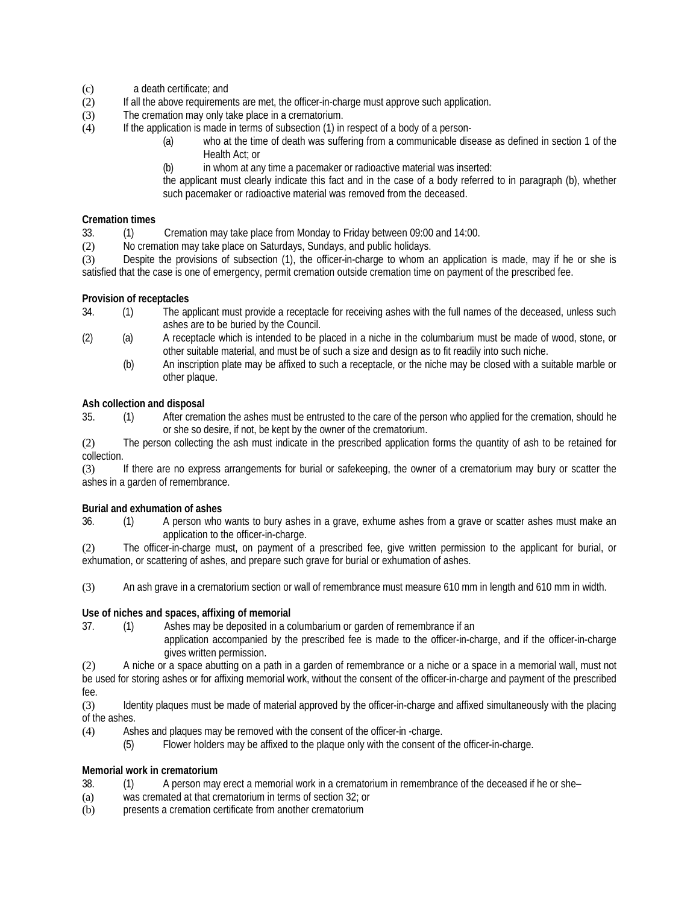(c) a death certificate; and

(2) If all the above requirements are met, the officer-in-charge must approve such application.

(3) The cremation may only take place in a crematorium.

(4) If the application is made in terms of subsection (1) in respect of a body of a person-

(a) who at the time of death was suffering from a communicable disease as defined in section 1 of the Health Act; or

(b) in whom at any time a pacemaker or radioactive material was inserted:

the applicant must clearly indicate this fact and in the case of a body referred to in paragraph (b), whether such pacemaker or radioactive material was removed from the deceased.

**Cremation times**

33. (1) Cremation may take place from Monday to Friday between 09:00 and 14:00.

(2) No cremation may take place on Saturdays, Sundays, and public holidays.

(3) Despite the provisions of subsection (1), the officer-in-charge to whom an application is made, may if he or she is satisfied that the case is one of emergency, permit cremation outside cremation time on payment of the prescribed fee.

**Provision of receptacles**

34. (1) The applicant must provide a receptacle for receiving ashes with the full names of the deceased, unless such ashes are to be buried by the Council.

(2) (a) A receptacle which is intended to be placed in a niche in the columbarium must be made of wood, stone, or other suitable material, and must be of such a size and design as to fit readily into such niche.

(b) An inscription plate may be affixed to such a receptacle, or the niche may be closed with a suitable marble or other plaque.

**Ash collection and disposal**

35. (1) After cremation the ashes must be entrusted to the care of the person who applied for the cremation, should he or she so desire, if not, be kept by the owner of the crematorium.

(2) The person collecting the ash must indicate in the prescribed application forms the quantity of ash to be retained for collection.

(3) If there are no express arrangements for burial or safekeeping, the owner of a crematorium may bury or scatter the ashes in a garden of remembrance.

**Burial and exhumation of ashes**

36. (1) A person who wants to bury ashes in a grave, exhume ashes from a grave or scatter ashes must make an application to the officer-in-charge.

(2) The officer-in-charge must, on payment of a prescribed fee, give written permission to the applicant for burial, or exhumation, or scattering of ashes, and prepare such grave for burial or exhumation of ashes.

(3) An ash grave in a crematorium section or wall of remembrance must measure 610 mm in length and 610 mm in width.

**Use of niches and spaces, affixing of memorial**

37. (1) Ashes may be deposited in a columbarium or garden of remembrance if an application accompanied by the prescribed fee is made to the officer-in-charge, and if the officer-in-charge gives written permission.

(2) A niche or a space abutting on a path in a garden of remembrance or a niche or a space in a memorial wall, must not be used for storing ashes or for affixing memorial work, without the consent of the officer-in-charge and payment of the prescribed fee.

(3) Identity plaques must be made of material approved by the officer-in-charge and affixed simultaneously with the placing of the ashes.

(4) Ashes and plaques may be removed with the consent of the officer-in -charge.

(5) Flower holders may be affixed to the plaque only with the consent of the officer-in-charge.

**Memorial work in crematorium**

38. (1) A person may erect a memorial work in a crematorium in remembrance of the deceased if he or she–

(a) was cremated at that crematorium in terms of section 32; or

(b) presents a cremation certificate from another crematorium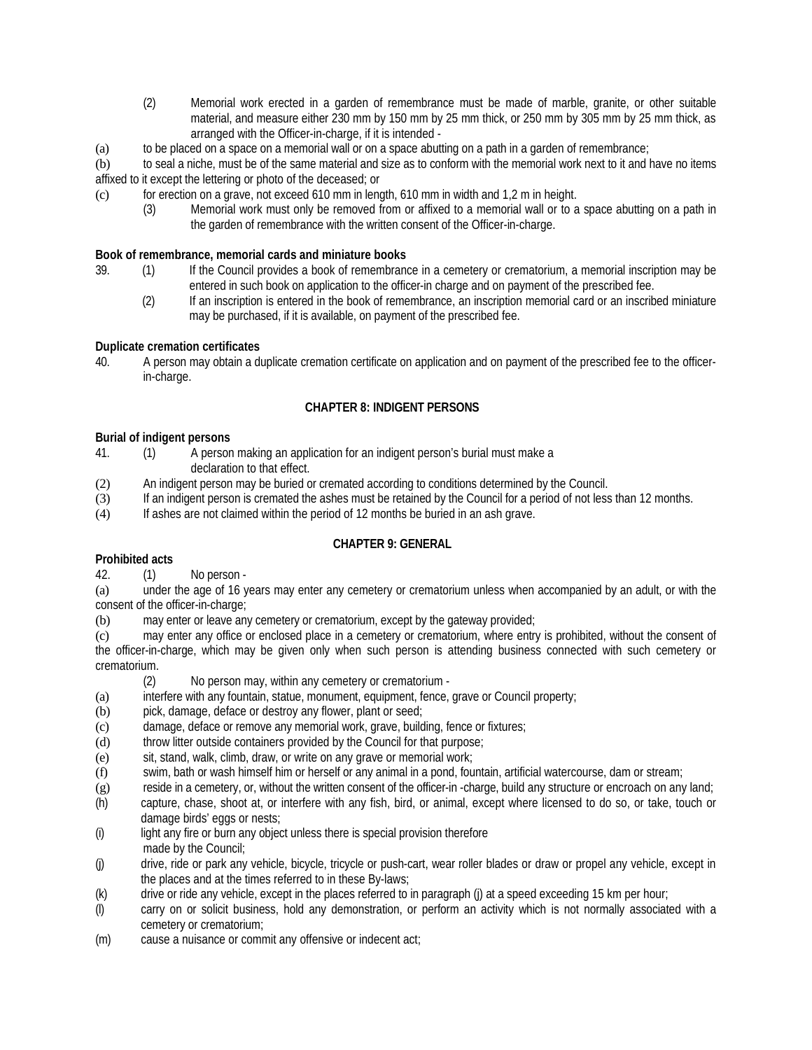(2) Memorial work erected in a garden of remembrance must be made of marble, granite, or other suitable material, and measure either 230 mm by 150 mm by 25 mm thick, or 250 mm by 305 mm by 25 mm thick, as arranged with the Officer-in-charge, if it is intended -

(a) to be placed on a space on a memorial wall or on a space abutting on a path in a garden of remembrance;

(b) to seal a niche, must be of the same material and size as to conform with the memorial work next to it and have no items affixed to it except the lettering or photo of the deceased; or

(c) for erection on a grave, not exceed 610 mm in length, 610 mm in width and 1,2 m in height.

(3) Memorial work must only be removed from or affixed to a memorial wall or to a space abutting on a path in the garden of remembrance with the written consent of the Officer-in-charge.

**Book of remembrance, memorial cards and miniature books**

39. (1) If the Council provides a book of remembrance in a cemetery or crematorium, a memorial inscription may be entered in such book on application to the officer-in charge and on payment of the prescribed fee.

(2) If an inscription is entered in the book of remembrance, an inscription memorial card or an inscribed miniature may be purchased, if it is available, on payment of the prescribed fee.

**Duplicate cremation certificates**

40. A person may obtain a duplicate cremation certificate on application and on payment of the prescribed fee to the officer-in-charge.

**CHAPTER 8: INDIGENT PERSONS**

**Burial of indigent persons**

41. (1) A person making an application for an indigent person's burial must make a declaration to that effect.

(2) An indigent person may be buried or cremated according to conditions determined by the Council.

(3) If an indigent person is cremated the ashes must be retained by the Council for a period of not less than 12 months.

(4) If ashes are not claimed within the period of 12 months be buried in an ash grave.

**CHAPTER 9: GENERAL**

**Prohibited acts**

42. (1) No person -

(a) under the age of 16 years may enter any cemetery or crematorium unless when accompanied by an adult, or with the consent of the officer-in-charge;

(b) may enter or leave any cemetery or crematorium, except by the gateway provided;

(c) may enter any office or enclosed place in a cemetery or crematorium, where entry is prohibited, without the consent of the officer-in-charge, which may be given only when such person is attending business connected with such cemetery or crematorium.

(2) No person may, within any cemetery or crematorium -

(a) interfere with any fountain, statue, monument, equipment, fence, grave or Council property;

(b) pick, damage, deface or destroy any flower, plant or seed;

(c) damage, deface or remove any memorial work, grave, building, fence or fixtures;

(d) throw litter outside containers provided by the Council for that purpose;

(e) sit, stand, walk, climb, draw, or write on any grave or memorial work;

(f) swim, bath or wash himself him or herself or any animal in a pond, fountain, artificial watercourse, dam or stream;

(g) reside in a cemetery, or, without the written consent of the officer-in -charge, build any structure or encroach on any land;

(h) capture, chase, shoot at, or interfere with any fish, bird, or animal, except where licensed to do so, or take, touch or damage birds' eggs or nests;

(i) light any fire or burn any object unless there is special provision therefore made by the Council;

(j) drive, ride or park any vehicle, bicycle, tricycle or push-cart, wear roller blades or draw or propel any vehicle, except in the places and at the times referred to in these By-laws;

(k) drive or ride any vehicle, except in the places referred to in paragraph (j) at a speed exceeding 15 km per hour;

(l) carry on or solicit business, hold any demonstration, or perform an activity which is not normally associated with a cemetery or crematorium;

(m) cause a nuisance or commit any offensive or indecent act;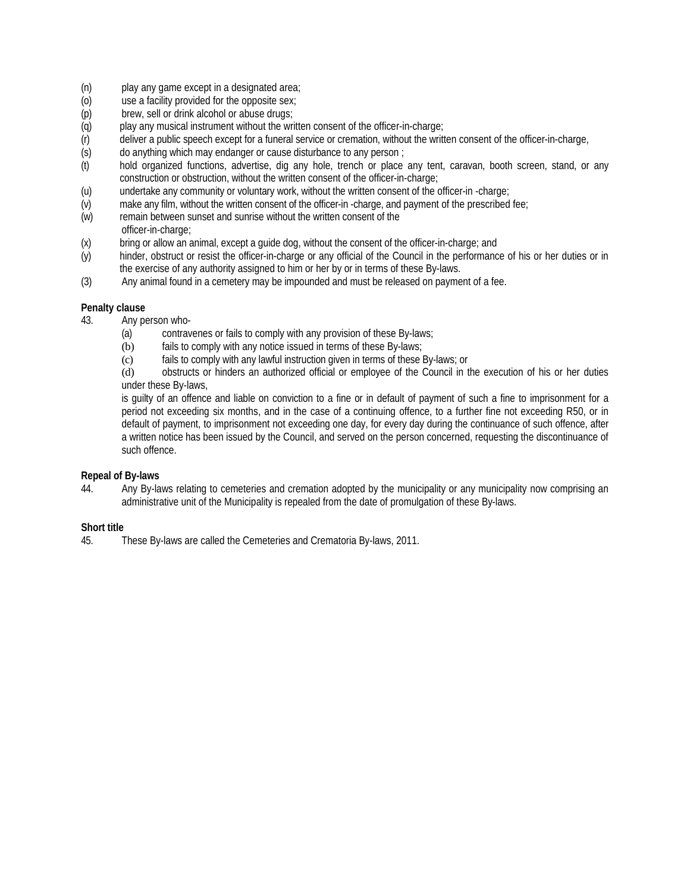(n) play any game except in a designated area;
(o) use a facility provided for the opposite sex;
(p) brew, sell or drink alcohol or abuse drugs;
(q) play any musical instrument without the written consent of the officer-in-charge;
(r) deliver a public speech except for a funeral service or cremation, without the written consent of the officer-in-charge,
(s) do anything which may endanger or cause disturbance to any person ;
(t) hold organized functions, advertise, dig any hole, trench or place any tent, caravan, booth screen, stand, or any construction or obstruction, without the written consent of the officer-in-charge;
(u) undertake any community or voluntary work, without the written consent of the officer-in -charge;
(v) make any film, without the written consent of the officer-in -charge, and payment of the prescribed fee;
(w) remain between sunset and sunrise without the written consent of the officer-in-charge;
(x) bring or allow an animal, except a guide dog, without the consent of the officer-in-charge; and
(y) hinder, obstruct or resist the officer-in-charge or any official of the Council in the performance of his or her duties or in the exercise of any authority assigned to him or her by or in terms of these By-laws.

(3) Any animal found in a cemetery may be impounded and must be released on payment of a fee.

**Penalty clause**

43. Any person who-

(a) contravenes or fails to comply with any provision of these By-laws;
(b) fails to comply with any notice issued in terms of these By-laws;
(c) fails to comply with any lawful instruction given in terms of these By-laws; or
(d) obstructs or hinders an authorized official or employee of the Council in the execution of his or her duties under these By-laws,

is guilty of an offence and liable on conviction to a fine or in default of payment of such a fine to imprisonment for a period not exceeding six months, and in the case of a continuing offence, to a further fine not exceeding R50, or in default of payment, to imprisonment not exceeding one day, for every day during the continuance of such offence, after a written notice has been issued by the Council, and served on the person concerned, requesting the discontinuance of such offence.

**Repeal of By-laws**

44. Any By-laws relating to cemeteries and cremation adopted by the municipality or any municipality now comprising an administrative unit of the Municipality is repealed from the date of promulgation of these By-laws.

**Short title**

45. These By-laws are called the Cemeteries and Crematoria By-laws, 2011.